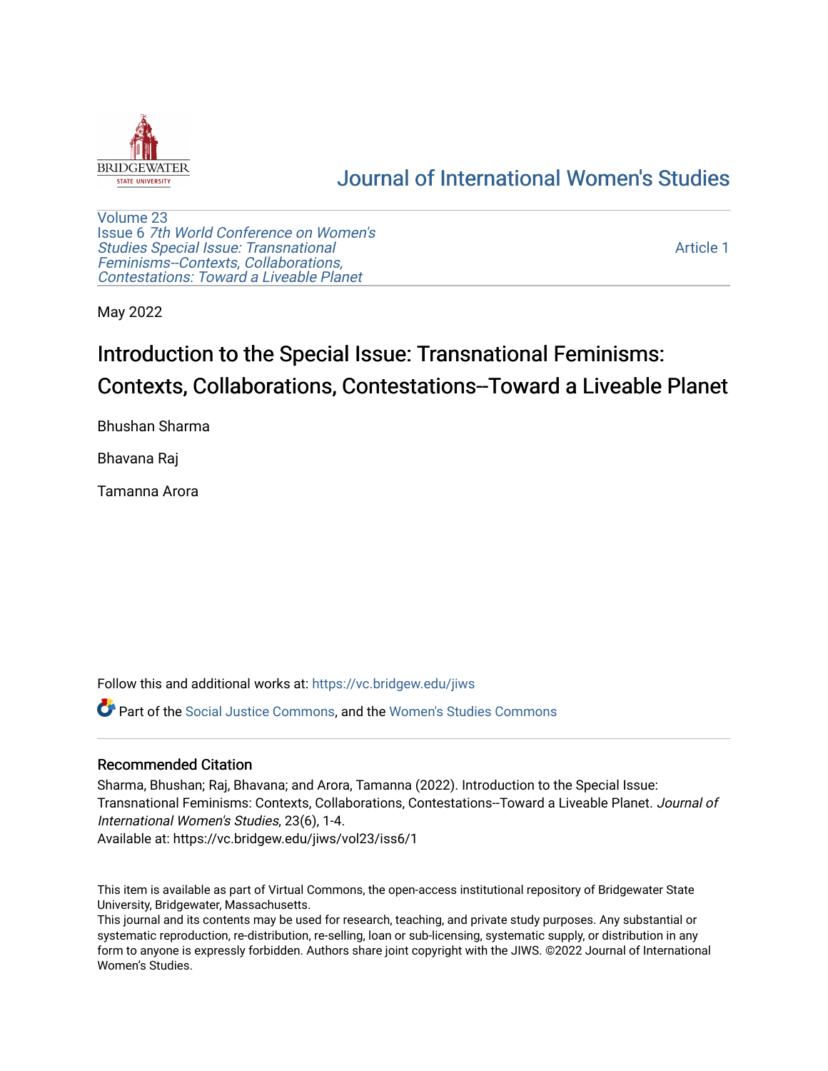# Journal of International Women's Studies

Volume 23
Issue 6 *7th World Conference on Women's Studies Special Issue: Transnational Feminisms--Contexts, Collaborations, Contestations: Toward a Liveable Planet*

Article 1

May 2022

# Introduction to the Special Issue: Transnational Feminisms: Contexts, Collaborations, Contestations--Toward a Liveable Planet

Bhushan Sharma

Bhavana Raj

Tamanna Arora

Follow this and additional works at: https://vc.bridgew.edu/jiws

Part of the Social Justice Commons, and the Women's Studies Commons

## Recommended Citation

Sharma, Bhushan; Raj, Bhavana; and Arora, Tamanna (2022). Introduction to the Special Issue: Transnational Feminisms: Contexts, Collaborations, Contestations--Toward a Liveable Planet. *Journal of International Women's Studies*, 23(6), 1-4.
Available at: https://vc.bridgew.edu/jiws/vol23/iss6/1

This item is available as part of Virtual Commons, the open-access institutional repository of Bridgewater State University, Bridgewater, Massachusetts.
This journal and its contents may be used for research, teaching, and private study purposes. Any substantial or systematic reproduction, re-distribution, re-selling, loan or sub-licensing, systematic supply, or distribution in any form to anyone is expressly forbidden. Authors share joint copyright with the JIWS. ©2022 Journal of International Women's Studies.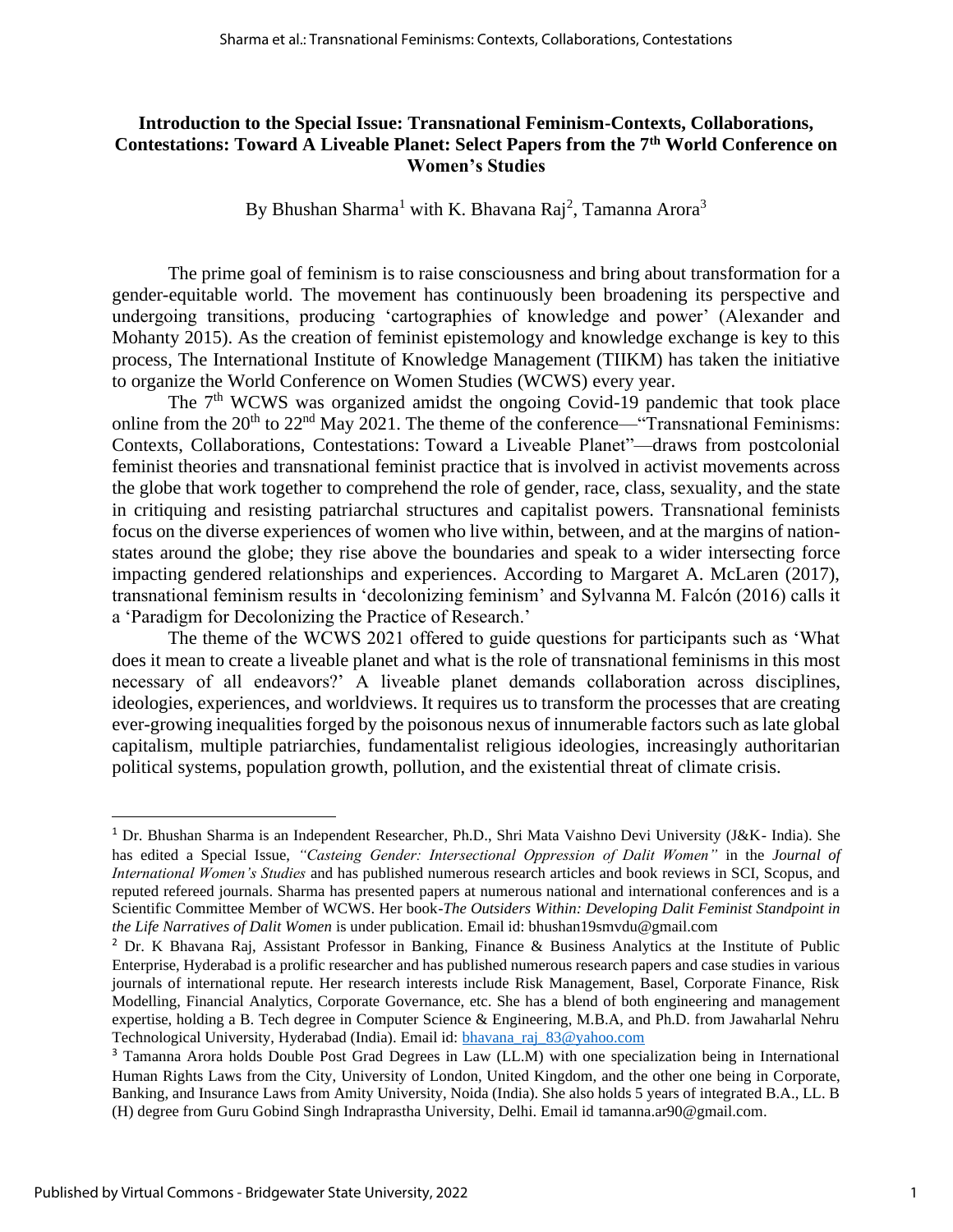## Introduction to the Special Issue: Transnational Feminism-Contexts, Collaborations, Contestations: Toward A Liveable Planet: Select Papers from the 7th World Conference on Women's Studies

By Bhushan Sharma[1] with K. Bhavana Raj[2], Tamanna Arora[3]

The prime goal of feminism is to raise consciousness and bring about transformation for a gender-equitable world. The movement has continuously been broadening its perspective and undergoing transitions, producing 'cartographies of knowledge and power' (Alexander and Mohanty 2015). As the creation of feminist epistemology and knowledge exchange is key to this process, The International Institute of Knowledge Management (TIIKM) has taken the initiative to organize the World Conference on Women Studies (WCWS) every year.

The 7th WCWS was organized amidst the ongoing Covid-19 pandemic that took place online from the 20th to 22nd May 2021. The theme of the conference—"Transnational Feminisms: Contexts, Collaborations, Contestations: Toward a Liveable Planet"—draws from postcolonial feminist theories and transnational feminist practice that is involved in activist movements across the globe that work together to comprehend the role of gender, race, class, sexuality, and the state in critiquing and resisting patriarchal structures and capitalist powers. Transnational feminists focus on the diverse experiences of women who live within, between, and at the margins of nation-states around the globe; they rise above the boundaries and speak to a wider intersecting force impacting gendered relationships and experiences. According to Margaret A. McLaren (2017), transnational feminism results in 'decolonizing feminism' and Sylvanna M. Falcón (2016) calls it a 'Paradigm for Decolonizing the Practice of Research.'

The theme of the WCWS 2021 offered to guide questions for participants such as 'What does it mean to create a liveable planet and what is the role of transnational feminisms in this most necessary of all endeavors?' A liveable planet demands collaboration across disciplines, ideologies, experiences, and worldviews. It requires us to transform the processes that are creating ever-growing inequalities forged by the poisonous nexus of innumerable factors such as late global capitalism, multiple patriarchies, fundamentalist religious ideologies, increasingly authoritarian political systems, population growth, pollution, and the existential threat of climate crisis.

---

[1] Dr. Bhushan Sharma is an Independent Researcher, Ph.D., Shri Mata Vaishno Devi University (J&K- India). She has edited a Special Issue, *"Casteing Gender: Intersectional Oppression of Dalit Women"* in the *Journal of International Women's Studies* and has published numerous research articles and book reviews in SCI, Scopus, and reputed refereed journals. Sharma has presented papers at numerous national and international conferences and is a Scientific Committee Member of WCWS. Her book-*The Outsiders Within: Developing Dalit Feminist Standpoint in the Life Narratives of Dalit Women* is under publication. Email id: bhushan19smvdu@gmail.com

[2] Dr. K Bhavana Raj, Assistant Professor in Banking, Finance & Business Analytics at the Institute of Public Enterprise, Hyderabad is a prolific researcher and has published numerous research papers and case studies in various journals of international repute. Her research interests include Risk Management, Basel, Corporate Finance, Risk Modelling, Financial Analytics, Corporate Governance, etc. She has a blend of both engineering and management expertise, holding a B. Tech degree in Computer Science & Engineering, M.B.A, and Ph.D. from Jawaharlal Nehru Technological University, Hyderabad (India). Email id: bhavana_raj_83@yahoo.com

[3] Tamanna Arora holds Double Post Grad Degrees in Law (LL.M) with one specialization being in International Human Rights Laws from the City, University of London, United Kingdom, and the other one being in Corporate, Banking, and Insurance Laws from Amity University, Noida (India). She also holds 5 years of integrated B.A., LL. B (H) degree from Guru Gobind Singh Indraprastha University, Delhi. Email id tamanna.ar90@gmail.com.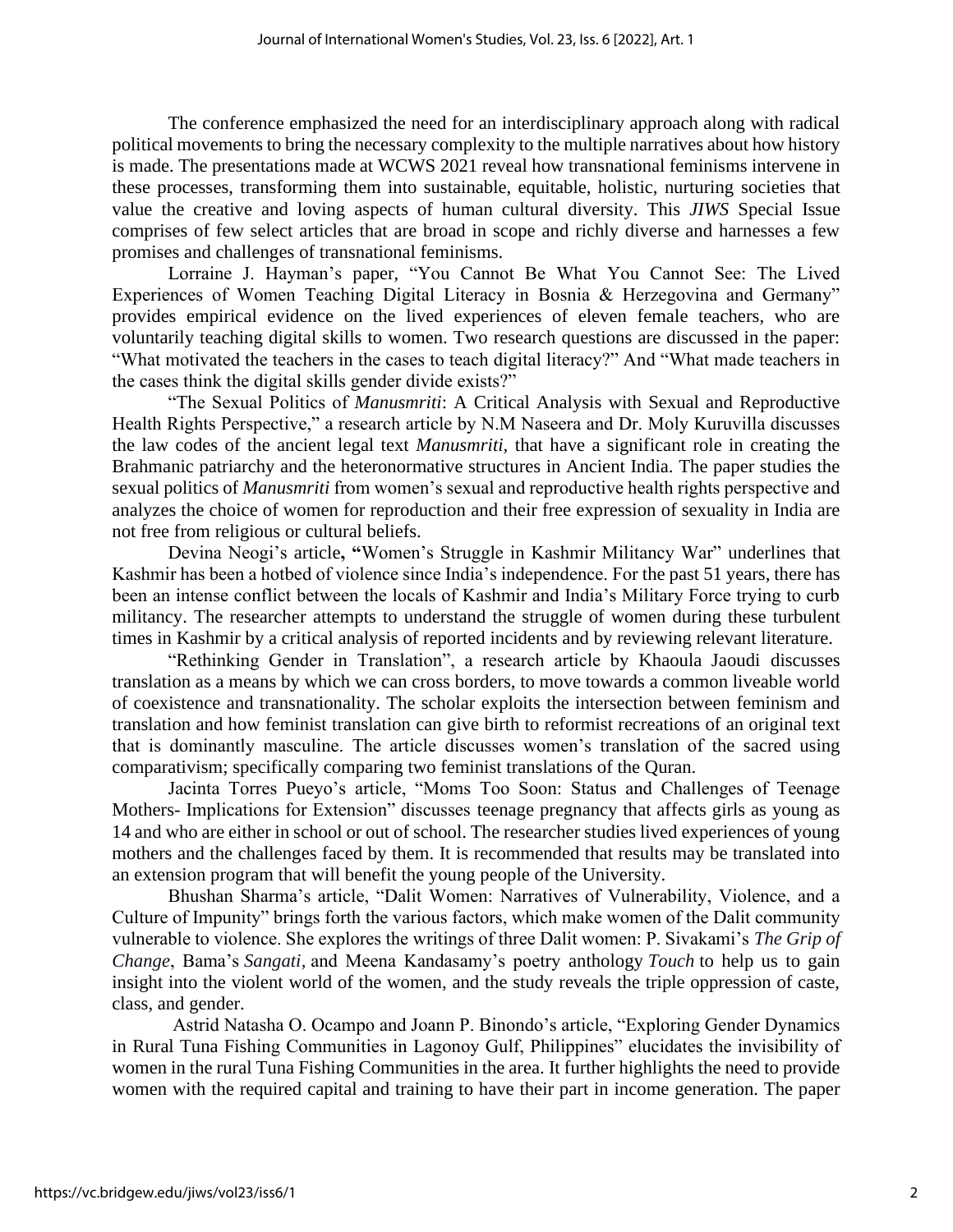The conference emphasized the need for an interdisciplinary approach along with radical political movements to bring the necessary complexity to the multiple narratives about how history is made. The presentations made at WCWS 2021 reveal how transnational feminisms intervene in these processes, transforming them into sustainable, equitable, holistic, nurturing societies that value the creative and loving aspects of human cultural diversity. This *JIWS* Special Issue comprises of few select articles that are broad in scope and richly diverse and harnesses a few promises and challenges of transnational feminisms.

Lorraine J. Hayman's paper, "You Cannot Be What You Cannot See: The Lived Experiences of Women Teaching Digital Literacy in Bosnia & Herzegovina and Germany" provides empirical evidence on the lived experiences of eleven female teachers, who are voluntarily teaching digital skills to women. Two research questions are discussed in the paper: "What motivated the teachers in the cases to teach digital literacy?" And "What made teachers in the cases think the digital skills gender divide exists?"

"The Sexual Politics of *Manusmriti*: A Critical Analysis with Sexual and Reproductive Health Rights Perspective," a research article by N.M Naseera and Dr. Moly Kuruvilla discusses the law codes of the ancient legal text *Manusmriti,* that have a significant role in creating the Brahmanic patriarchy and the heteronormative structures in Ancient India. The paper studies the sexual politics of *Manusmriti* from women's sexual and reproductive health rights perspective and analyzes the choice of women for reproduction and their free expression of sexuality in India are not free from religious or cultural beliefs.

Devina Neogi's article**, "**Women's Struggle in Kashmir Militancy War" underlines that Kashmir has been a hotbed of violence since India's independence. For the past 51 years, there has been an intense conflict between the locals of Kashmir and India's Military Force trying to curb militancy. The researcher attempts to understand the struggle of women during these turbulent times in Kashmir by a critical analysis of reported incidents and by reviewing relevant literature.

"Rethinking Gender in Translation", a research article by Khaoula Jaoudi discusses translation as a means by which we can cross borders, to move towards a common liveable world of coexistence and transnationality. The scholar exploits the intersection between feminism and translation and how feminist translation can give birth to reformist recreations of an original text that is dominantly masculine. The article discusses women's translation of the sacred using comparativism; specifically comparing two feminist translations of the Quran.

Jacinta Torres Pueyo's article, "Moms Too Soon: Status and Challenges of Teenage Mothers- Implications for Extension" discusses teenage pregnancy that affects girls as young as 14 and who are either in school or out of school. The researcher studies lived experiences of young mothers and the challenges faced by them. It is recommended that results may be translated into an extension program that will benefit the young people of the University.

Bhushan Sharma's article, "Dalit Women: Narratives of Vulnerability, Violence, and a Culture of Impunity" brings forth the various factors, which make women of the Dalit community vulnerable to violence. She explores the writings of three Dalit women: P. Sivakami's *The Grip of Change*, Bama's *Sangati,* and Meena Kandasamy's poetry anthology *Touch* to help us to gain insight into the violent world of the women, and the study reveals the triple oppression of caste, class, and gender.

Astrid Natasha O. Ocampo and Joann P. Binondo's article, "Exploring Gender Dynamics in Rural Tuna Fishing Communities in Lagonoy Gulf, Philippines" elucidates the invisibility of women in the rural Tuna Fishing Communities in the area. It further highlights the need to provide women with the required capital and training to have their part in income generation. The paper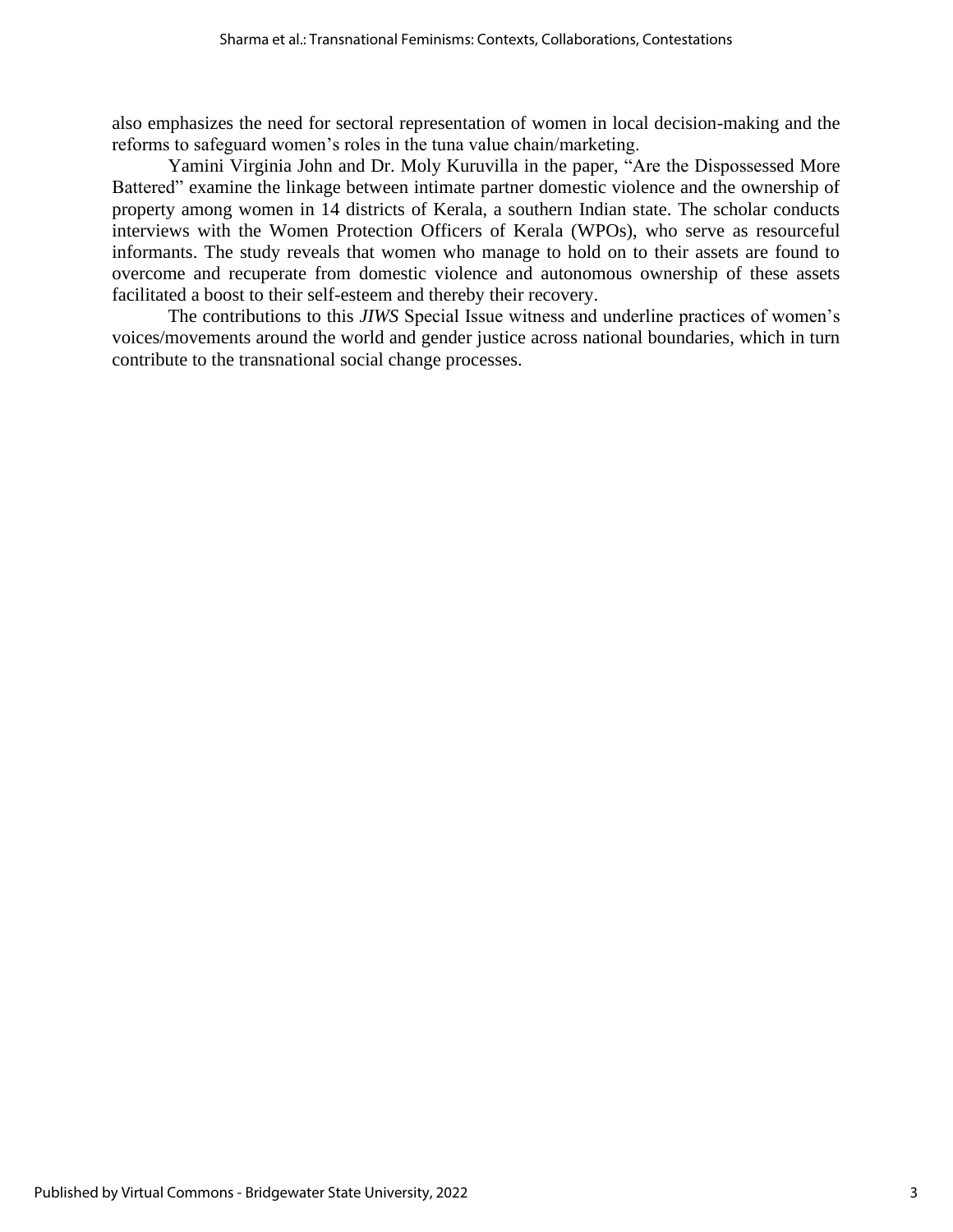also emphasizes the need for sectoral representation of women in local decision-making and the reforms to safeguard women's roles in the tuna value chain/marketing.

Yamini Virginia John and Dr. Moly Kuruvilla in the paper, "Are the Dispossessed More Battered" examine the linkage between intimate partner domestic violence and the ownership of property among women in 14 districts of Kerala, a southern Indian state. The scholar conducts interviews with the Women Protection Officers of Kerala (WPOs), who serve as resourceful informants. The study reveals that women who manage to hold on to their assets are found to overcome and recuperate from domestic violence and autonomous ownership of these assets facilitated a boost to their self-esteem and thereby their recovery.

The contributions to this *JIWS* Special Issue witness and underline practices of women's voices/movements around the world and gender justice across national boundaries, which in turn contribute to the transnational social change processes.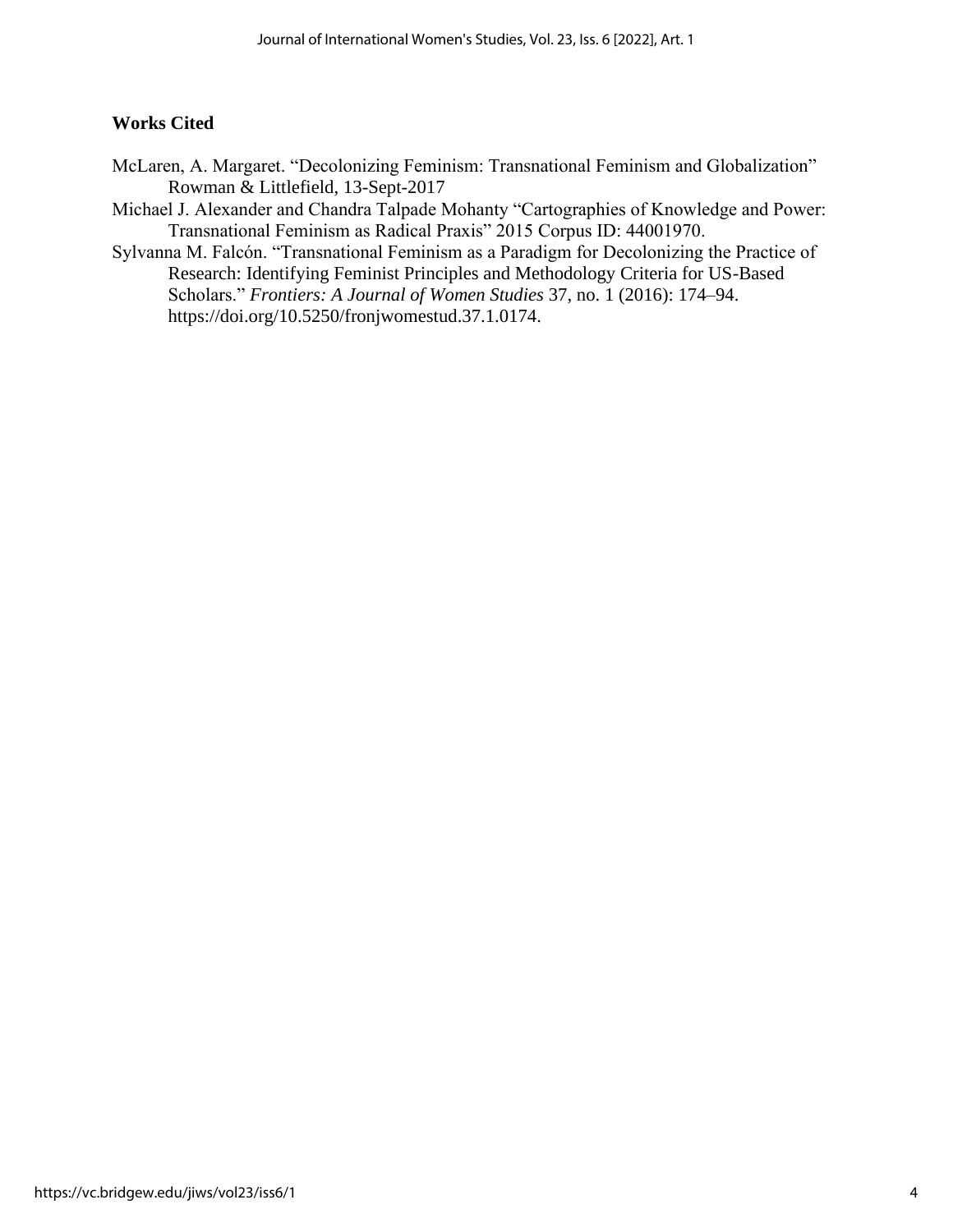## Works Cited

McLaren, A. Margaret. "Decolonizing Feminism: Transnational Feminism and Globalization" Rowman & Littlefield, 13-Sept-2017

Michael J. Alexander and Chandra Talpade Mohanty "Cartographies of Knowledge and Power: Transnational Feminism as Radical Praxis" 2015 Corpus ID: 44001970.

Sylvanna M. Falcón. "Transnational Feminism as a Paradigm for Decolonizing the Practice of Research: Identifying Feminist Principles and Methodology Criteria for US-Based Scholars." *Frontiers: A Journal of Women Studies* 37, no. 1 (2016): 174–94. https://doi.org/10.5250/fronjwomestud.37.1.0174.